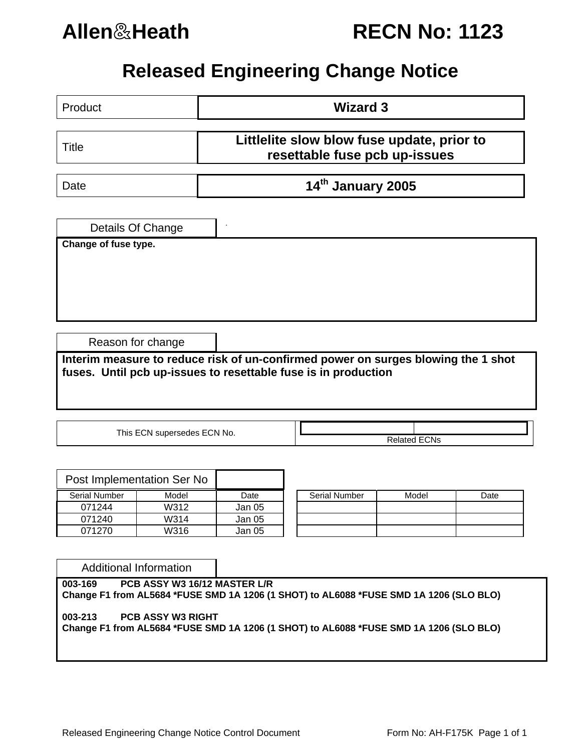# Allen&Heath — RECN No: 1123

## Released Engineering Change Notice

| | |
|---|---|
| Product | **Wizard 3** |
| Title | **Littlelite slow blow fuse update, prior to resettable fuse pcb up-issues** |
| Date | **14th January 2005** |

### Details Of Change

**Change of fuse type.**

### Reason for change

**Interim measure to reduce risk of un-confirmed power on surges blowing the 1 shot fuses. Until pcb up-issues to resettable fuse is in production**

| This ECN supersedes ECN No. | | Related ECNs |
|---|---|---|
| | | |

### Post Implementation Ser No

| Serial Number | Model | Date | | Serial Number | Model | Date |
|---|---|---|---|---|---|---|
| 071244 | W312 | Jan 05 | | | | |
| 071240 | W314 | Jan 05 | | | | |
| 071270 | W316 | Jan 05 | | | | |

### Additional Information

**003-169 PCB ASSY W3 16/12 MASTER L/R**
**Change F1 from AL5684 *FUSE SMD 1A 1206 (1 SHOT) to AL6088 *FUSE SMD 1A 1206 (SLO BLO)**

**003-213 PCB ASSY W3 RIGHT**
**Change F1 from AL5684 *FUSE SMD 1A 1206 (1 SHOT) to AL6088 *FUSE SMD 1A 1206 (SLO BLO)**

Released Engineering Change Notice Control Document — Form No: AH-F175K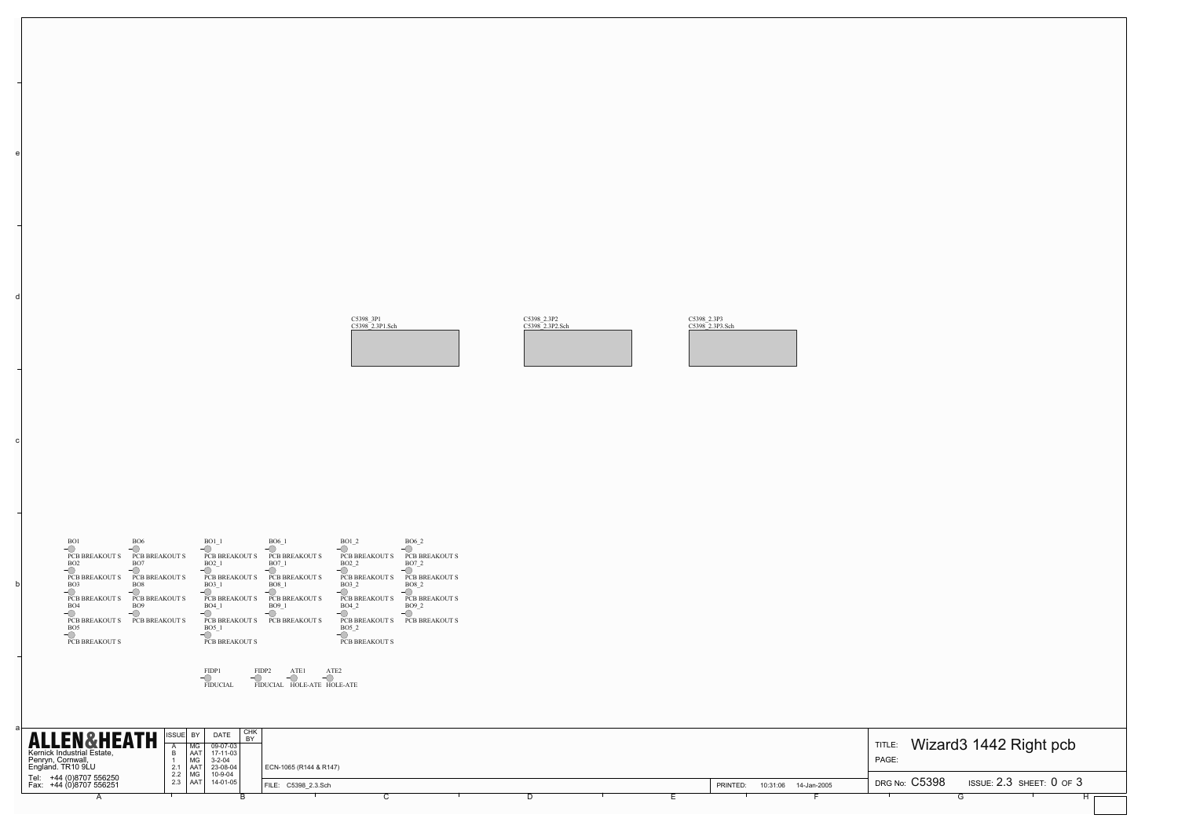C5398_3P1
C5398_2.3P1.Sch

C5398_2.3P2
C5398_2.3P2.Sch

C5398_2.3P3
C5398_2.3P3.Sch

BO1 PCB BREAKOUT S
BO2 PCB BREAKOUT S
BO3 PCB BREAKOUT S
BO4 PCB BREAKOUT S
BO5 PCB BREAKOUT S

BO6 PCB BREAKOUT S
BO7 PCB BREAKOUT S
BO8 PCB BREAKOUT S
BO9 PCB BREAKOUT S

BO1_1 PCB BREAKOUT S
BO2_1 PCB BREAKOUT S
BO3_1 PCB BREAKOUT S
BO4_1 PCB BREAKOUT S
BO5_1 PCB BREAKOUT S

BO6_1 PCB BREAKOUT S
BO7_1 PCB BREAKOUT S
BO8_1 PCB BREAKOUT S
BO9_1 PCB BREAKOUT S

BO1_2 PCB BREAKOUT S
BO2_2 PCB BREAKOUT S
BO3_2 PCB BREAKOUT S
BO4_2 PCB BREAKOUT S
BO5_2 PCB BREAKOUT S

BO6_2 PCB BREAKOUT S
BO7_2 PCB BREAKOUT S
BO8_2 PCB BREAKOUT S
BO9_2 PCB BREAKOUT S

FIDP1 FIDUCIAL
FIDP2 FIDUCIAL
ATE1 HOLE-ATE
ATE2 HOLE-ATE

**ALLEN&HEATH**
Kernick Industrial Estate,
Penryn, Cornwall,
England. TR10 9LU
Tel: +44 (0)8707 556250
Fax: +44 (0)8707 556251

| ISSUE | BY | DATE | CHK BY |
|---|---|---|---|
| A | MG | 09-07-03 | |
| B | AAT | 17-11-03 | |
| 1 | MG | 3-2-04 | |
| 2.1 | AAT | 23-08-04 | |
| 2.2 | MG | 10-9-04 | |
| 2.3 | AAT | 14-01-05 | |

ECN-1065 (R144 & R147)

FILE: C5398_2.3.Sch

PRINTED: 10:31:06 14-Jan-2005

TITLE: Wizard3 1442 Right pcb

PAGE:

DRG No: C5398 ISSUE: 2.3 SHEET: 0 OF 3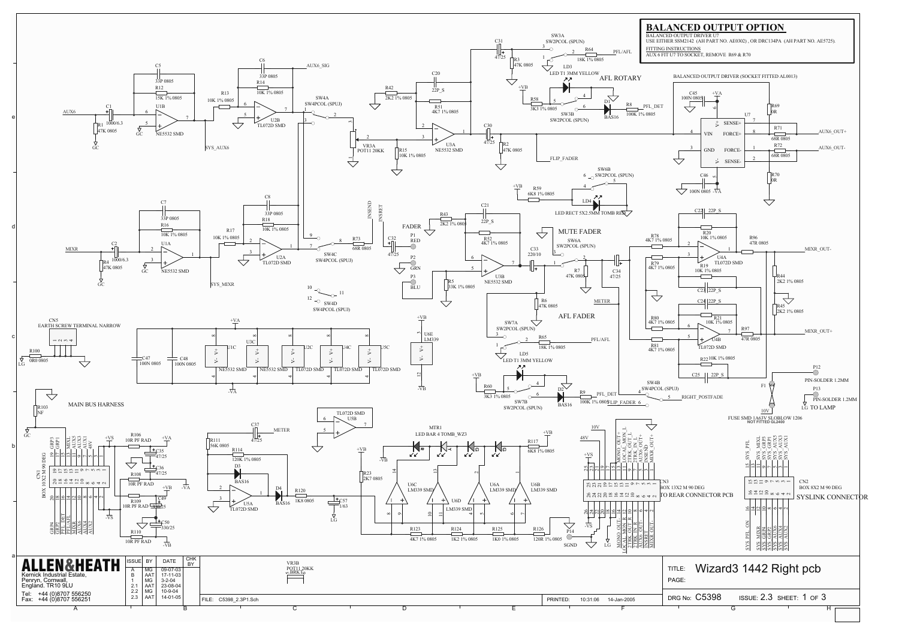## BALANCED OUTPUT OPTION

BALANCED OUTPUT DRIVER U7
USE EITHER SSM2142 (AH PART NO. AE0302) , OR DRC134PA (AH PART NO. AE5725).

FITTING INSTRUCTIONS
AUX 6 FIT U7 TO SOCKET, REMOVE R69 & R70

BALANCED OUTPUT DRIVER (SOCKET FITTED AL0013)

AFL ROTARY

MUTE FADER

AFL FADER

MAIN BUS HARNESS

SYSLINK CONNECTOR

TO REAR CONNECTOR PCB

CN5 EARTH SCREW TERMINAL NARROW

CN1 BOX 10X2 M 90 DEG

CN2 BOX 8X2 M 90 DEG

CN3 BOX 13X2 M 90 DEG

MTR1 LED BAR 4 TOMB_WZ3

FUSE SMD 1A63V SLOBLOW 1206 NOT FITTED GL2400

PIN-SOLDER 1.2MM

TO LAMP

| ALLEN&HEATH | ISSUE | BY | DATE | CHK BY |
|---|---|---|---|---|
| Kernick Industrial Estate, Penryn, Cornwall, England. TR10 9LU | A | MG | 09-07-03 | |
| | B | AAT | 17-11-03 | |
| | 1 | MG | 3-2-04 | |
| Tel: +44 (0)8707 556250 | 2.1 | AAT | 23-08-04 | |
| Fax: +44 (0)8707 556251 | 2.2 | MG | 10-9-04 | |
| | 2.3 | AAT | 14-01-05 | |

FILE: C5398_2.3P1.Sch

PRINTED: 10:31:06 14-Jan-2005

TITLE: Wizard3 1442 Right pcb

PAGE:

DRG No: C5398 ISSUE: 2.3 SHEET: 1 OF 3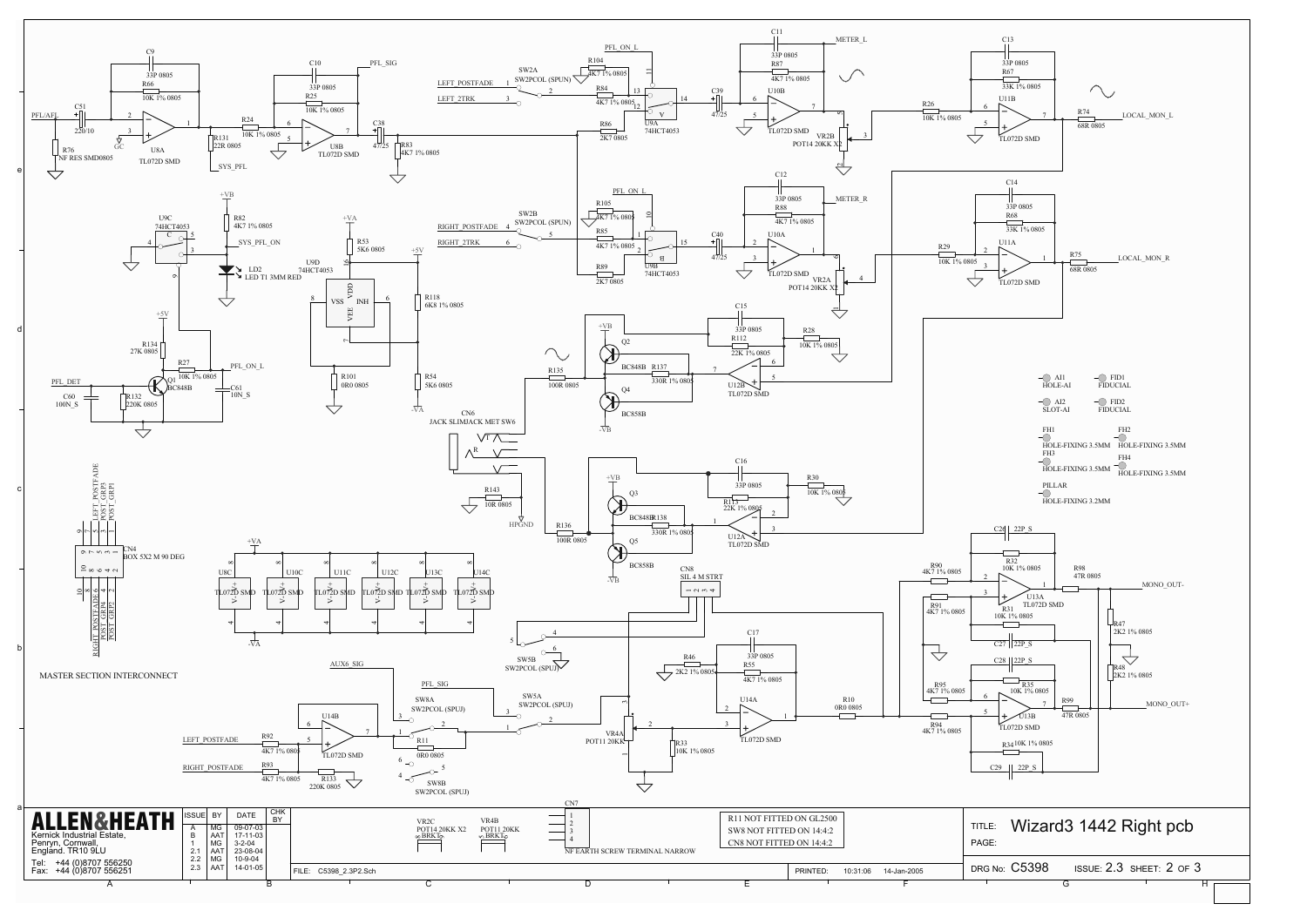# Wizard3 1442 Right pcb

MASTER SECTION INTERCONNECT

| | |
|---|---|
| R11 NOT FITTED ON GL2500 | |
| SW8 NOT FITTED ON 14:4:2 | |
| CN8 NOT FITTED ON 14:4:2 | |

**ALLEN&HEATH**
Kernick Industrial Estate,
Penryn, Cornwall,
England. TR10 9LU

Tel: +44 (0)8707 556250
Fax: +44 (0)8707 556251

| ISSUE | BY | DATE | CHK BY |
|---|---|---|---|
| A | MG | 09-07-03 | |
| B | AAT | 17-11-03 | |
| 1 | MG | 3-2-04 | |
| 2.1 | AAT | 23-08-04 | |
| 2.2 | MG | 10-9-04 | |
| 2.3 | AAT | 14-01-05 | |

FILE: C5398_2.3P2.Sch

PRINTED: 10:31:06 14-Jan-2005

TITLE: Wizard3 1442 Right pcb

PAGE:

DRG No: C5398 ISSUE: 2.3 SHEET: 2 OF 3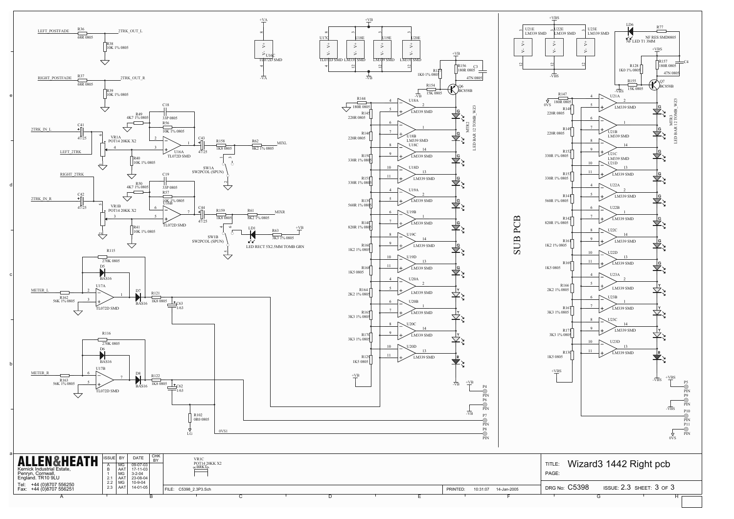SUB PCB

| ALLEN&HEATH | ISSUE | BY | DATE | CHK BY |
|---|---|---|---|---|
| Kernick Industrial Estate, Penryn, Cornwall, England. TR10 9LU | A | MG | 09-07-03 | |
| | B | AAT | 17-11-03 | |
| | 1 | MG | 3-2-04 | |
| | 2.1 | AAT | 23-08-04 | |
| Tel: +44 (0)8707 556250 | 2.2 | MG | 10-9-04 | |
| Fax: +44 (0)8707 556251 | 2.3 | AAT | 14-01-05 | |

FILE: C5398_2.3P3.Sch

PRINTED: 10:31:07 14-Jan-2005

TITLE: Wizard3 1442 Right pcb

PAGE:

DRG No: C5398 ISSUE: 2.3 SHEET: 3 OF 3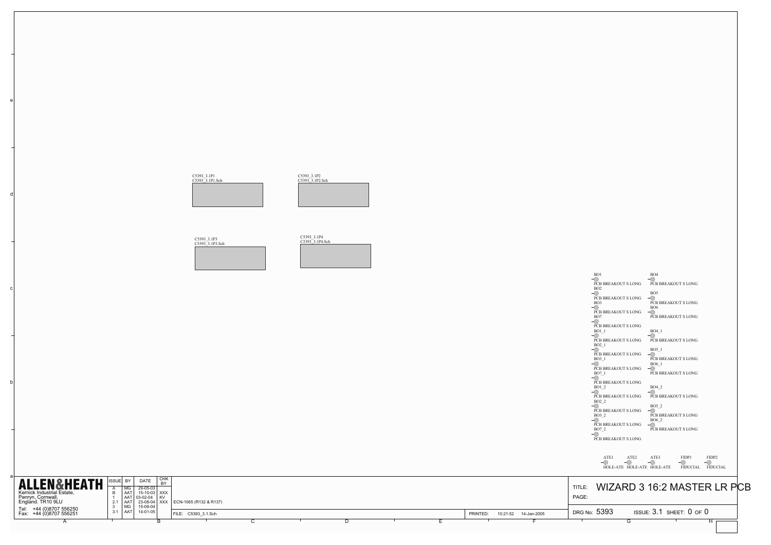C5393_3.1P1
C5393_3.1P1.Sch

C5393_3.1P2
C5393_3.1P2.Sch

C5393_3.1P3
C5393_3.1P3.Sch

C5393_3.1P4
C5393_3.1P4.Sch

BO1 PCB BREAKOUT S LONG
BO2 PCB BREAKOUT S LONG
BO3 PCB BREAKOUT S LONG
BO7 PCB BREAKOUT S LONG
BO4 PCB BREAKOUT S LONG
BO5 PCB BREAKOUT S LONG
BO6 PCB BREAKOUT S LONG

BO1_1 PCB BREAKOUT S LONG
BO2_1 PCB BREAKOUT S LONG
BO3_1 PCB BREAKOUT S LONG
BO7_1 PCB BREAKOUT S LONG
BO4_1 PCB BREAKOUT S LONG
BO5_1 PCB BREAKOUT S LONG
BO6_1 PCB BREAKOUT S LONG

BO1_2 PCB BREAKOUT S LONG
BO2_2 PCB BREAKOUT S LONG
BO3_2 PCB BREAKOUT S LONG
BO7_2 PCB BREAKOUT S LONG
BO4_2 PCB BREAKOUT S LONG
BO5_2 PCB BREAKOUT S LONG
BO6_2 PCB BREAKOUT S LONG

ATE1 HOLE-ATE
ATE2 HOLE-ATE
ATE3 HOLE-ATE
FIDP1 FIDUCIAL
FIDP2 FIDUCIAL

**ALLEN&HEATH**
Kernick Industrial Estate,
Penryn, Cornwall,
England. TR10 9LU
Tel: +44 (0)8707 556250
Fax: +44 (0)8707 556251

| ISSUE | BY | DATE | CHK BY | |
|---|---|---|---|---|
| A | MG | 29-05-03 | | |
| B | AAT | 15-10-03 | XXX | |
| 1 | AAT | 03-02-04 | KV | |
| 2.1 | AAT | 23-08-04 | XXX | ECN-1065 (R132 & R137) |
| 3 | MG | 15-09-04 | | |
| 3.1 | AAT | 14-01-05 | | |

FILE: C5393_3.1.Sch

PRINTED: 10:21:52 14-Jan-2005

TITLE: WIZARD 3 16:2 MASTER LR PCB
PAGE:

DRG No: 5393 ISSUE: 3.1 SHEET: 0 OF 0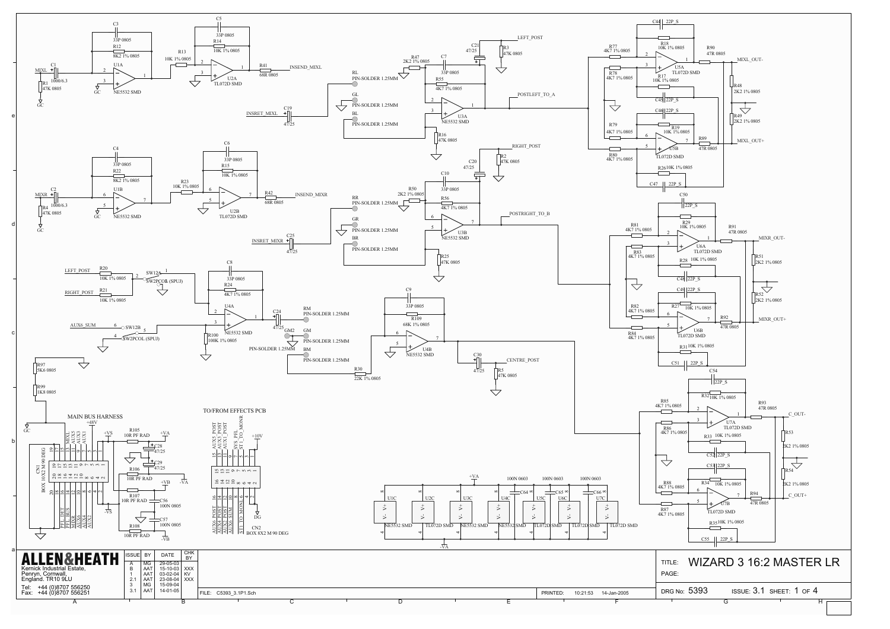# WIZARD 3 16:2 MASTER LR

**ALLEN&HEATH**
Kernick Industrial Estate,
Penryn, Cornwall,
England. TR10 9LU

Tel: +44 (0)8707 556250
Fax: +44 (0)8707 556251

| ISSUE | BY | DATE | CHK BY |
|---|---|---|---|
| A | MG | 29-05-03 | |
| B | AAT | 15-10-03 | XXX |
| 1 | AAT | 03-02-04 | KV |
| 2.1 | AAT | 23-08-04 | XXX |
| 3 | MG | 15-09-04 | |
| 3.1 | AAT | 14-01-05 | |

FILE: C5393_3.1P1.Sch

PRINTED: 10:21:53 14-Jan-2005

TITLE: WIZARD 3 16:2 MASTER LR

PAGE:

DRG No: 5393 ISSUE: 3.1 SHEET: 1 OF 4

MAIN BUS HARNESS

TO/FROM EFFECTS PCB

CN1 BOX 10X2 M 90 DEG

CN2 BOX 8X2 M 90 DEG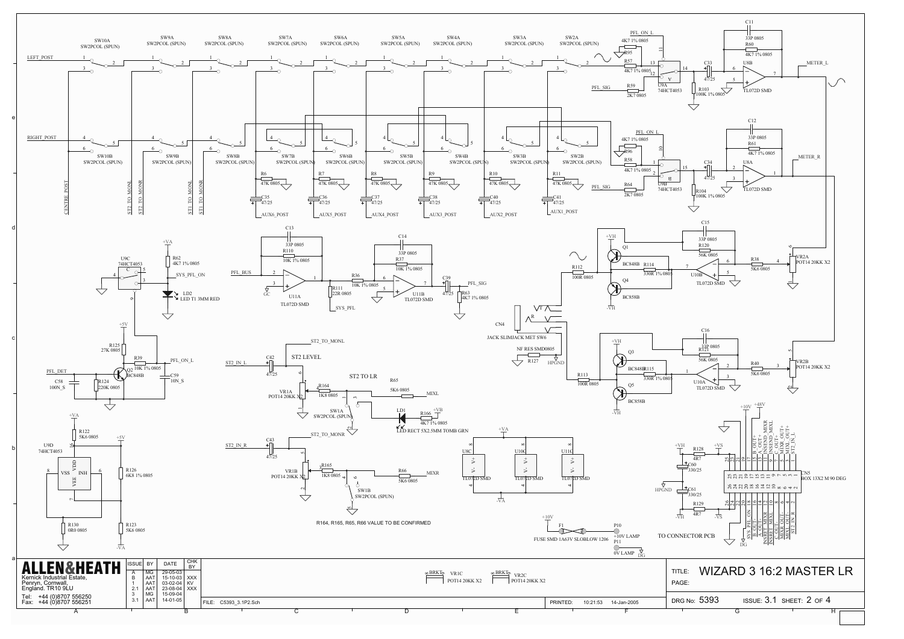# WIZARD 3 16:2 MASTER LR

LEFT_POST

RIGHT_POST

SW10A SW2PCOL (SPUN) · SW9A SW2PCOL (SPUN) · SW8A SW2PCOL (SPUN) · SW7A SW2PCOL (SPUN) · SW6A SW2PCOL (SPUN) · SW5A SW2PCOL (SPUN) · SW4A SW2PCOL (SPUN) · SW3A SW2PCOL (SPUN) · SW2A SW2PCOL (SPUN)

SW10B SW2PCOL (SPUN) · SW9B SW2PCOL (SPUN) · SW8B SW2PCOL (SPUN) · SW7B SW2PCOL (SPUN) · SW6B SW2PCOL (SPUN) · SW5B SW2PCOL (SPUN) · SW4B SW2PCOL (SPUN) · SW3B SW2PCOL (SPUN) · SW2B SW2PCOL (SPUN)

CENTRE_POST · ST2_TO_MONL · ST2_TO_MONR · ST1_TO_MONL · ST1_TO_MONR

R6 47K 0805 · C35 47/25 · AUX6_POST
R7 47K 0805 · C36 47/25 · AUX5_POST
R8 47K 0805 · C37 47/25 · AUX4_POST
R9 47K 0805 · C38 47/25 · AUX3_POST
R10 47K 0805 · C40 47/25 · AUX2_POST
R11 47K 0805 · C41 47/25 · AUX1_POST

PFL_ON_L · R95 4K7 1% 0805 · R57 4K7 1% 0805 · R59 2K7 0805 · PFL_SIG · U9A 74HCT4053 · C33 47/25 · R103 100K 1% 0805 · C11 33P 0805 · R60 4K7 1% 0805 · U8B TL072D SMD · METER_L

PFL_ON_L · R96 4K7 1% 0805 · R58 4K7 1% 0805 · R64 2K7 0805 · PFL_SIG · U9B 74HCT4053 · C34 47/25 · R104 100K 1% 0805 · C12 33P 0805 · R61 4K7 1% 0805 · U8A TL072D SMD · METER_R

U9C 74HCT4053 · +VA · R62 4K7 1% 0805 · SYS_PFL_ON · LD2 LED T1 3MM RED

PFL_BUS · C13 33P 0805 · R110 10K 1% 0805 · U11A TL072D SMD · GC · R111 22R 0805 · SYS_PFL · R36 10K 1% 0805 · C14 33P 0805 · R37 10K 1% 0805 · U11B TL072D SMD · C39 47/25 · R63 4K7 1% 0805 · PFL_SIG

+VH · Q1 BC848B · Q4 BC858B · -VH · R112 100R 0805 · R114 330R 1% 0805 · C15 33P 0805 · R120 56K 0805 · U10B TL072D SMD · R38 5K6 0805 · VR2A POT14 20KK X2

CN4 JACK SLIMJACK MET SW6 · NF RES SMD0805 · R127 · HPGND

+VH · Q3 BC848B · Q5 BC858B · -VH · R113 100R 0805 · R115 330R 1% 0805 · C16 33P 0805 · R121 56K 0805 · U10A TL072D SMD · R40 5K6 0805 · VR2B POT14 20KK X2

+5V · R125 27K 0805 · R39 10K 1% 0805 · PFL_ON_L · PFL_DET · C58 100N_S · R124 220K 0805 · Q2 BC848B · C59 10N_S

ST2_TO_MONL · ST2 LEVEL · ST2_IN_L · C42 47/25 · VR1A POT14 20KK X2 · ST2 TO LR · R164 1K8 0805 · R65 5K6 0805 · MIXL · SW1A SW2PCOL (SPUN) · LD1 LED RECT 5X2.5MM TOMB GRN · R166 4K7 1% 0805 · +VB

ST2_TO_MONR · ST2_IN_R · C43 47/25 · VR1B POT14 20KK X2 · R165 1K8 0805 · R66 5K6 0805 · MIXR · SW1B SW2PCOL (SPUN)

R164, R165, R65, R66 VALUE TO BE CONFIRMED

+VA · U9D 74HCT4053 · R122 5K6 0805 · +5V · VDD · VSS · VEE · INH · R126 6K8 1% 0805 · R123 5K6 0805 · -VA · R130 0R0 0805

+VA · U8C TL072D SMD · U10C TL072D SMD · U11C TL072D SMD · -VA

+10V · F1 FUSE SMD 1A63V SLOBLOW 1206 · P10 +10V LAMP · P11 0V LAMP · DG

+10V · +48V · +VH · R128 4R7 · +VS · C60 330/25 · C61 330/25 · HPGND · R129 4R7 · -VH · -VS · CN5 BOX 13X2 M 90 DEG · TO CONNECTOR PCB · DG

B_OUT+ · A_OUT+ · INSEND_MIXR · INSEND_MIXL · C_OUT+ · MIXR_OUT+ · MIXL_OUT+ · ST2_IN_L · SYS_PFL_ON · B_OUT- · A_OUT- · INSRET_MIXR · INSRET_MIXL · C_OUT- · MIXR_OUT- · MIXL_OUT- · ST2_IN_R

BRKT VR1C POT14 20KK X2 · BRKT VR2C POT14 20KK X2

ALLEN&HEATH
Kernick Industrial Estate, Penryn, Cornwall, England. TR10 9LU
Tel: +44 (0)8707 556250
Fax: +44 (0)8707 556251

| ISSUE | BY | DATE | CHK BY |
|---|---|---|---|
| A | MG | 29-05-03 | |
| B | AAT | 15-10-03 | XXX |
| 1 | AAT | 03-02-04 | KV |
| 2.1 | AAT | 23-08-04 | XXX |
| 3 | MG | 15-09-04 | |
| 3.1 | AAT | 14-01-05 | |

FILE: C5393_3.1P2.Sch · PRINTED: 10:21:53 14-Jan-2005

TITLE: WIZARD 3 16:2 MASTER LR
PAGE:
DRG No: 5393 · ISSUE: 3.1 · SHEET: 2 OF 4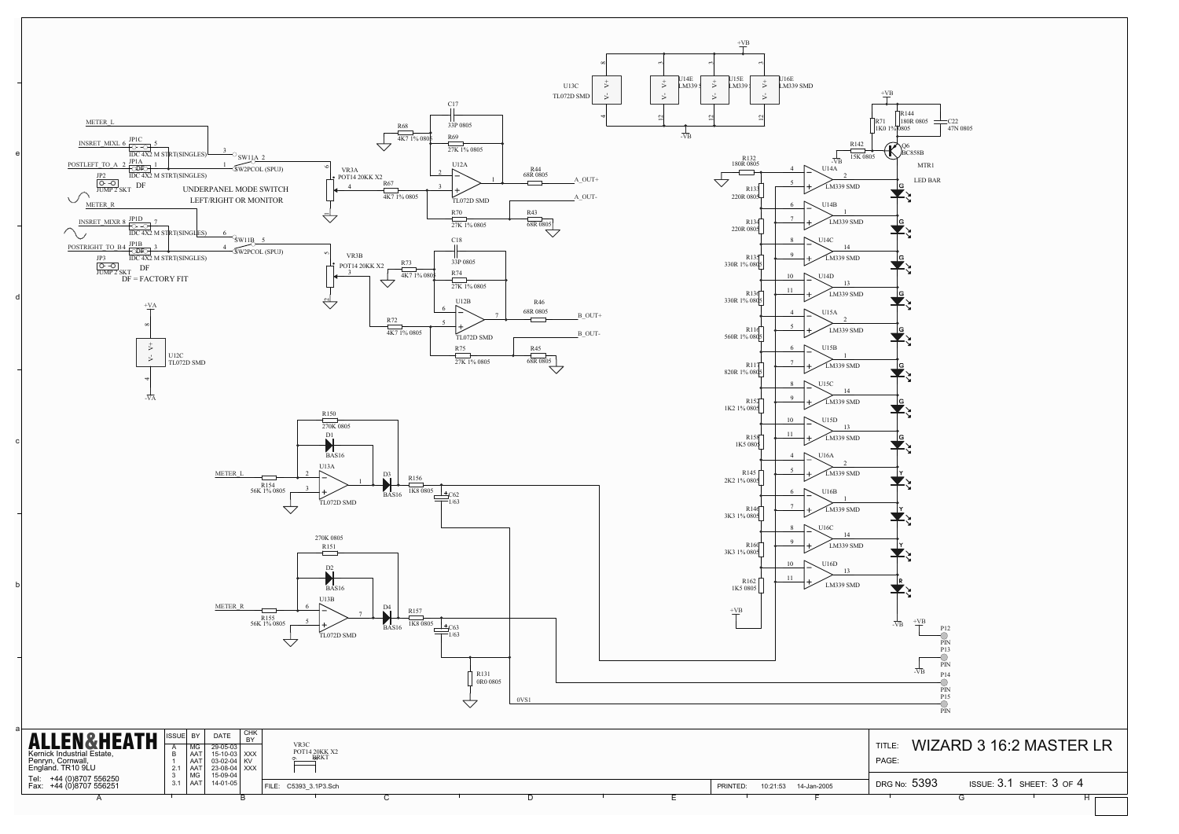METER_L

INSRET_MIXL 6 JP1C 5 IDC 4X2 M STRT(SINGLES)

POSTLEFT_TO_A 2 JP1A 1 IDC 4X2 M STRT(SINGLES)

JP2 JUMP 2 SKT DF

SW11A 2 SW2PCOL (SPUJ)

UNDERPANEL MODE SWITCH
LEFT/RIGHT OR MONITOR

METER_R

INSRET_MIXR 8 JP1D 7 IDC 4X2 M STRT(SINGLES)

POSTRIGHT_TO_B 4 JP1B 3 IDC 4X2 M STRT(SINGLES)

JP3 JUMP 2 SKT DF

SW11B 5 SW2PCOL (SPUJ)

DF = FACTORY FIT

VR3A POT14 20KK X2

VR3B POT14 20KK X2

R68 4K7 1% 0805

C17 33P 0805

R69 27K 1% 0805

U12A TL072D SMD

R67 4K7 1% 0805

R44 68R 0805 A_OUT+

R70 27K 1% 0805

R43 68R 0805 A_OUT-

C18 33P 0805

R73 4K7 1% 0805

R74 27K 1% 0805

U12B TL072D SMD

R72 4K7 1% 0805

R46 68R 0805 B_OUT+

R75 27K 1% 0805

R45 68R 0805 B_OUT-

+VA U12C TL072D SMD -VA

U13C TL072D SMD

U14E LM339 SMD

U15E LM339 SMD

U16E LM339 SMD

+VB -VB

R150 270K 0805

D1 BAS16

METER_L R154 56K 1% 0805

U13A TL072D SMD

D3 BAS16

R156 1K8 0805

C62 1/63

R151 270K 0805

D2 BAS16

METER_R R155 56K 1% 0805

U13B TL072D SMD

D4 BAS16

R157 1K8 0805

C63 1/63

R131 0R0 0805

0VS1

R132 180R 0805

R133 220R 0805

R134 220R 0805

R135 330R 1% 0805

R136 330R 1% 0805

R116 560R 1% 0805

R117 820R 1% 0805

R152 1K2 1% 0805

R158 1K5 0805

R145 2K2 1% 0805

R146 3K3 1% 0805

R160 3K3 1% 0805

R162 1K5 0805

U14A LM339 SMD, U14B LM339 SMD, U14C LM339 SMD, U14D LM339 SMD

U15A LM339 SMD, U15B LM339 SMD, U15C LM339 SMD, U15D LM339 SMD

U16A LM339 SMD, U16B LM339 SMD, U16C LM339 SMD, U16D LM339 SMD

+VB R71 1K0 1% 0805

R144 180R 0805

C22 47N 0805

R142 15K 0805

Q6 BC858B

MTR1 LED BAR

G G G G G G G G Y Y Y R

P12 PIN, P13 PIN, P14 PIN, P15 PIN

VR3C POT14 20KK X2 BRKT

| ISSUE | BY | DATE | CHK BY |
|---|---|---|---|
| A | MG | 29-05-03 | |
| B | AAT | 15-10-03 | XXX |
| 1 | AAT | 03-02-04 | KV |
| 2.1 | AAT | 23-08-04 | XXX |
| 3 | MG | 15-09-04 | |
| 3.1 | AAT | 14-01-05 | |

**ALLEN&HEATH**
Kernick Industrial Estate,
Penryn, Cornwall,
England. TR10 9LU
Tel: +44 (0)8707 556250
Fax: +44 (0)8707 556251

FILE: C5393_3.1P3.Sch

PRINTED: 10:21:53 14-Jan-2005

TITLE: WIZARD 3 16:2 MASTER LR

PAGE:

DRG No: 5393 ISSUE: 3.1 SHEET: 3 OF 4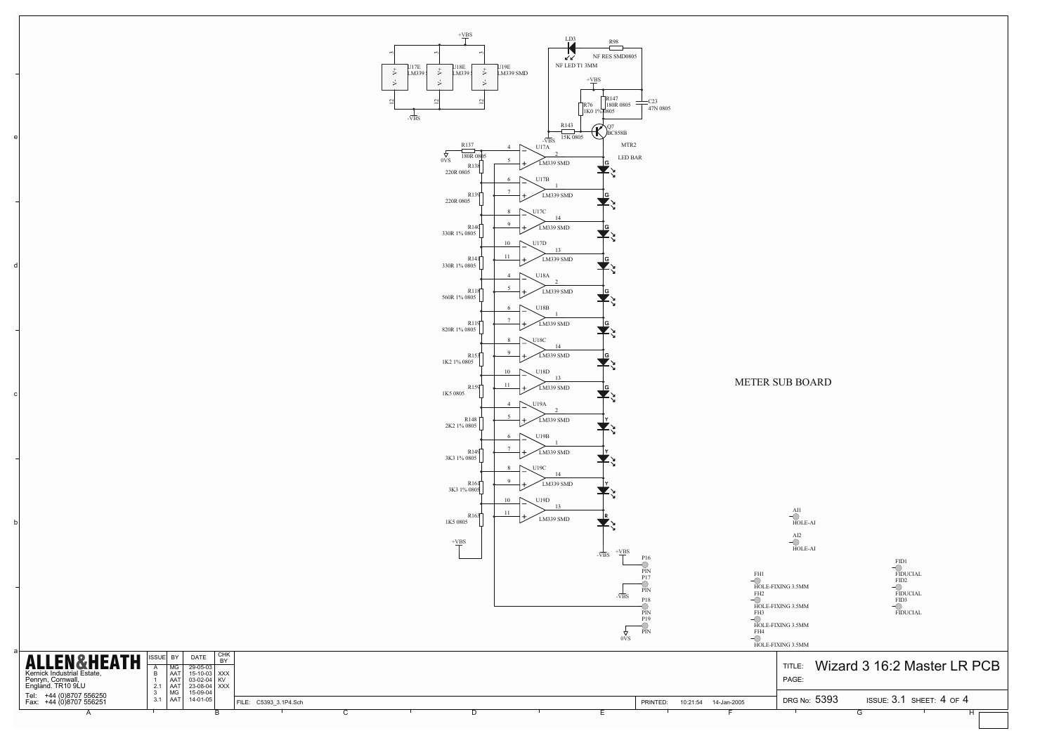METER SUB BOARD

+VBS

U17E LM339 SMD

U18E LM339 SMD

U19E LM339 SMD

-VBS

LD3 NF LED T1 3MM

R98 NF RES SMD0805

R147 180R 0805

R76 1K0 1% 0805

C23 47N 0805

R143 15K 0805

Q7 BC858B

MTR2 LED BAR

R137 180R 0805

0VS

R138 220R 0805

R139 220R 0805

R140 330R 1% 0805

R141 330R 1% 0805

R118 560R 1% 0805

R119 820R 1% 0805

R153 1K2 1% 0805

R150 1K5 0805

R148 2K2 1% 0805

R149 3K3 1% 0805

R161 3K3 1% 0805

R163 1K5 0805

U17A LM339 SMD, U17B LM339 SMD, U17C LM339 SMD, U17D LM339 SMD

U18A LM339 SMD, U18B LM339 SMD, U18C LM339 SMD, U18D LM339 SMD

U19A LM339 SMD, U19B LM339 SMD, U19C LM339 SMD, U19D LM339 SMD

G G G G G G G G Y Y Y R

P16 PIN +VBS

P17 PIN -VBS

P18 PIN

P19 PIN 0VS

AI1 HOLE-AI

AI2 HOLE-AI

FH1 HOLE-FIXING 3.5MM

FH2 HOLE-FIXING 3.5MM

FH3 HOLE-FIXING 3.5MM

FH4 HOLE-FIXING 3.5MM

FID1 FIDUCIAL

FID2 FIDUCIAL

FID3 FIDUCIAL

**ALLEN&HEATH**

Kernick Industrial Estate,
Penryn, Cornwall,
England. TR10 9LU

Tel: +44 (0)8707 556250
Fax: +44 (0)8707 556251

| ISSUE | BY | DATE | CHK BY |
|---|---|---|---|
| A | MG | 29-05-03 | |
| B | AAT | 15-10-03 | XXX |
| 1 | AAT | 03-02-04 | KV |
| 2.1 | AAT | 23-08-04 | XXX |
| 3 | MG | 15-09-04 | |
| 3.1 | AAT | 14-01-05 | |

TITLE: Wizard 3 16:2 Master LR PCB

PAGE:

FILE: C5393_3.1P4.Sch

PRINTED: 10:21:54 14-Jan-2005

DRG No: 5393 ISSUE: 3.1 SHEET: 4 OF 4